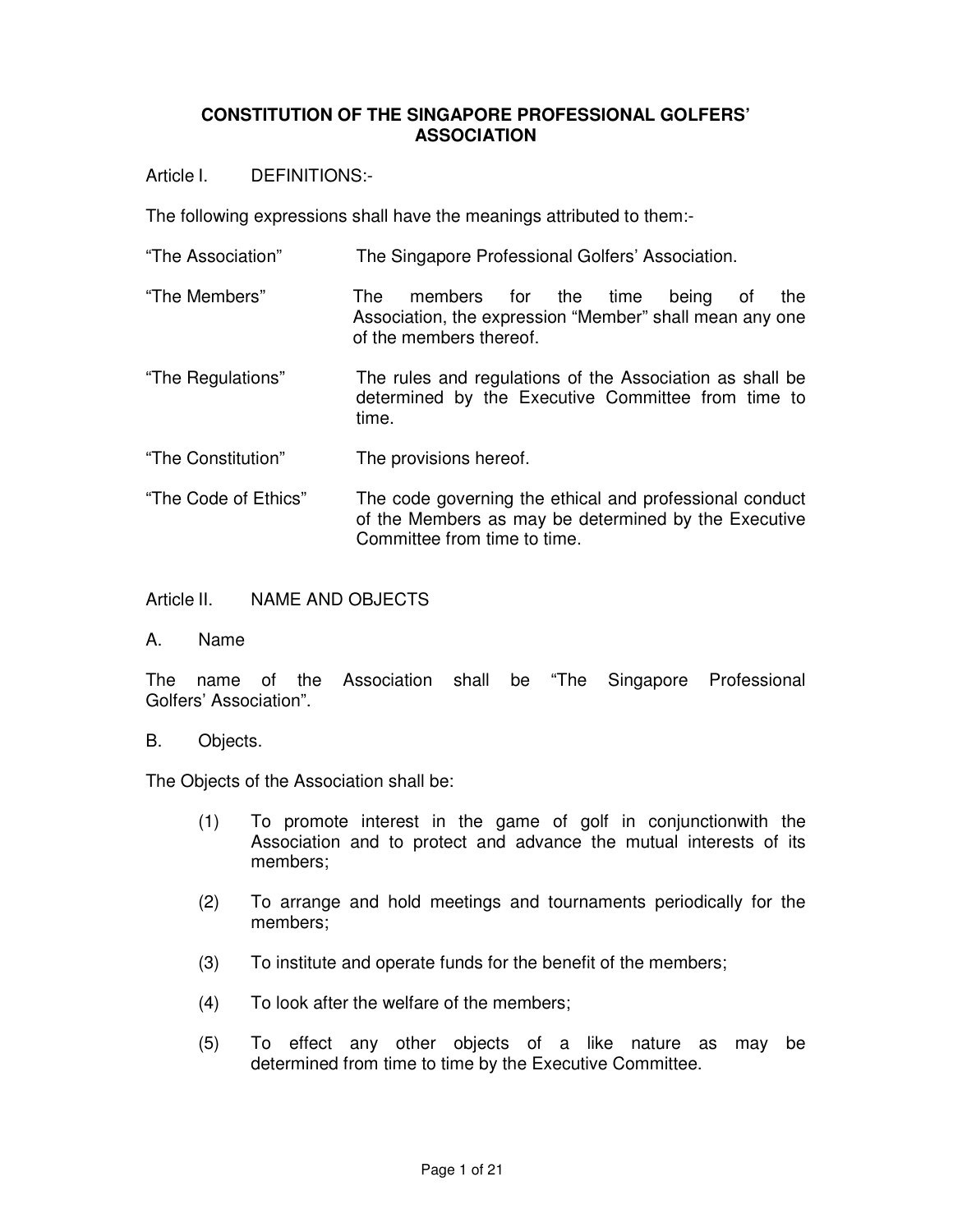# CONSTITUTION OF THE SINGAPORE PROFESSIONAL GOLFERS' ASSOCIATION

Article I. DEFINITIONS:-

The following expressions shall have the meanings attributed to them:-

| | |
|---|---|
| "The Association" | The Singapore Professional Golfers' Association. |
| "The Members" | The members for the time being of the Association, the expression "Member" shall mean any one of the members thereof. |
| "The Regulations" | The rules and regulations of the Association as shall be determined by the Executive Committee from time to time. |
| "The Constitution" | The provisions hereof. |
| "The Code of Ethics" | The code governing the ethical and professional conduct of the Members as may be determined by the Executive Committee from time to time. |

Article II. NAME AND OBJECTS

A. Name

The name of the Association shall be "The Singapore Professional Golfers' Association".

B. Objects.

The Objects of the Association shall be:

(1) To promote interest in the game of golf in conjunctionwith the Association and to protect and advance the mutual interests of its members;

(2) To arrange and hold meetings and tournaments periodically for the members;

(3) To institute and operate funds for the benefit of the members;

(4) To look after the welfare of the members;

(5) To effect any other objects of a like nature as may be determined from time to time by the Executive Committee.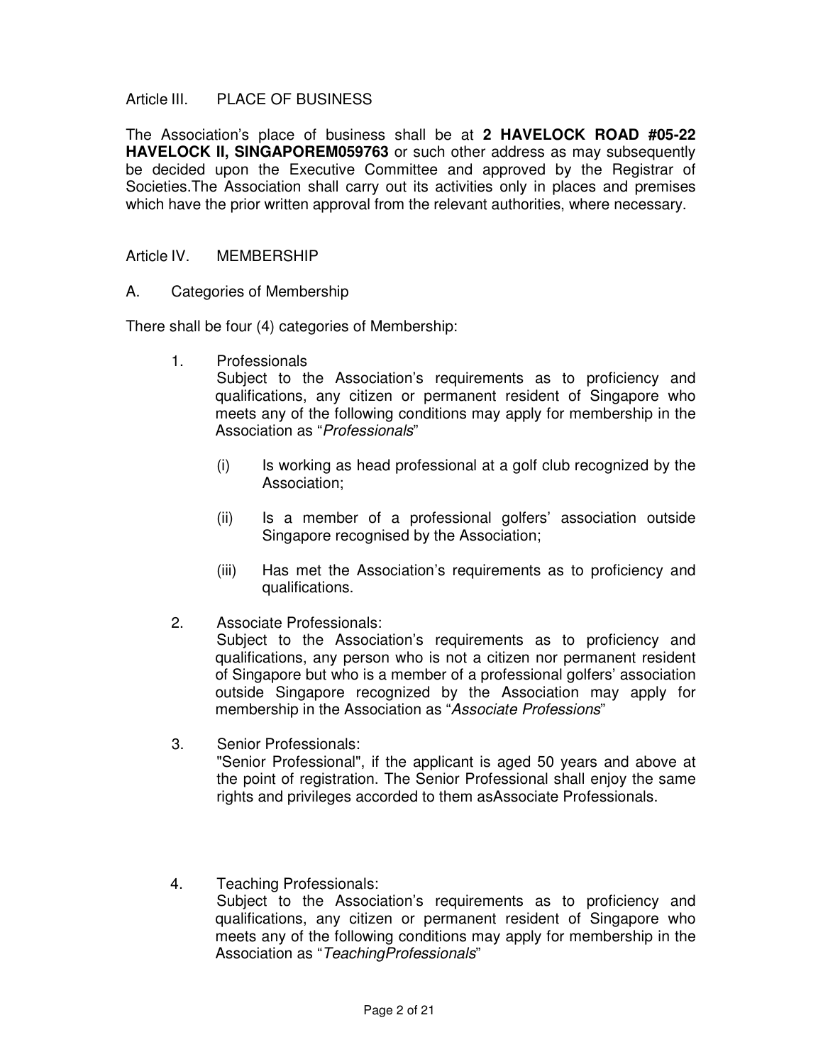Article III. PLACE OF BUSINESS

The Association's place of business shall be at **2 HAVELOCK ROAD #05-22 HAVELOCK II, SINGAPOREM059763** or such other address as may subsequently be decided upon the Executive Committee and approved by the Registrar of Societies.The Association shall carry out its activities only in places and premises which have the prior written approval from the relevant authorities, where necessary.

Article IV. MEMBERSHIP

A. Categories of Membership

There shall be four (4) categories of Membership:

1. Professionals

   Subject to the Association's requirements as to proficiency and qualifications, any citizen or permanent resident of Singapore who meets any of the following conditions may apply for membership in the Association as "*Professionals*"

   (i) Is working as head professional at a golf club recognized by the Association;

   (ii) Is a member of a professional golfers' association outside Singapore recognised by the Association;

   (iii) Has met the Association's requirements as to proficiency and qualifications.

2. Associate Professionals:

   Subject to the Association's requirements as to proficiency and qualifications, any person who is not a citizen nor permanent resident of Singapore but who is a member of a professional golfers' association outside Singapore recognized by the Association may apply for membership in the Association as "*Associate Professions*"

3. Senior Professionals:

   "Senior Professional", if the applicant is aged 50 years and above at the point of registration. The Senior Professional shall enjoy the same rights and privileges accorded to them asAssociate Professionals.

4. Teaching Professionals:

   Subject to the Association's requirements as to proficiency and qualifications, any citizen or permanent resident of Singapore who meets any of the following conditions may apply for membership in the Association as "*TeachingProfessionals*"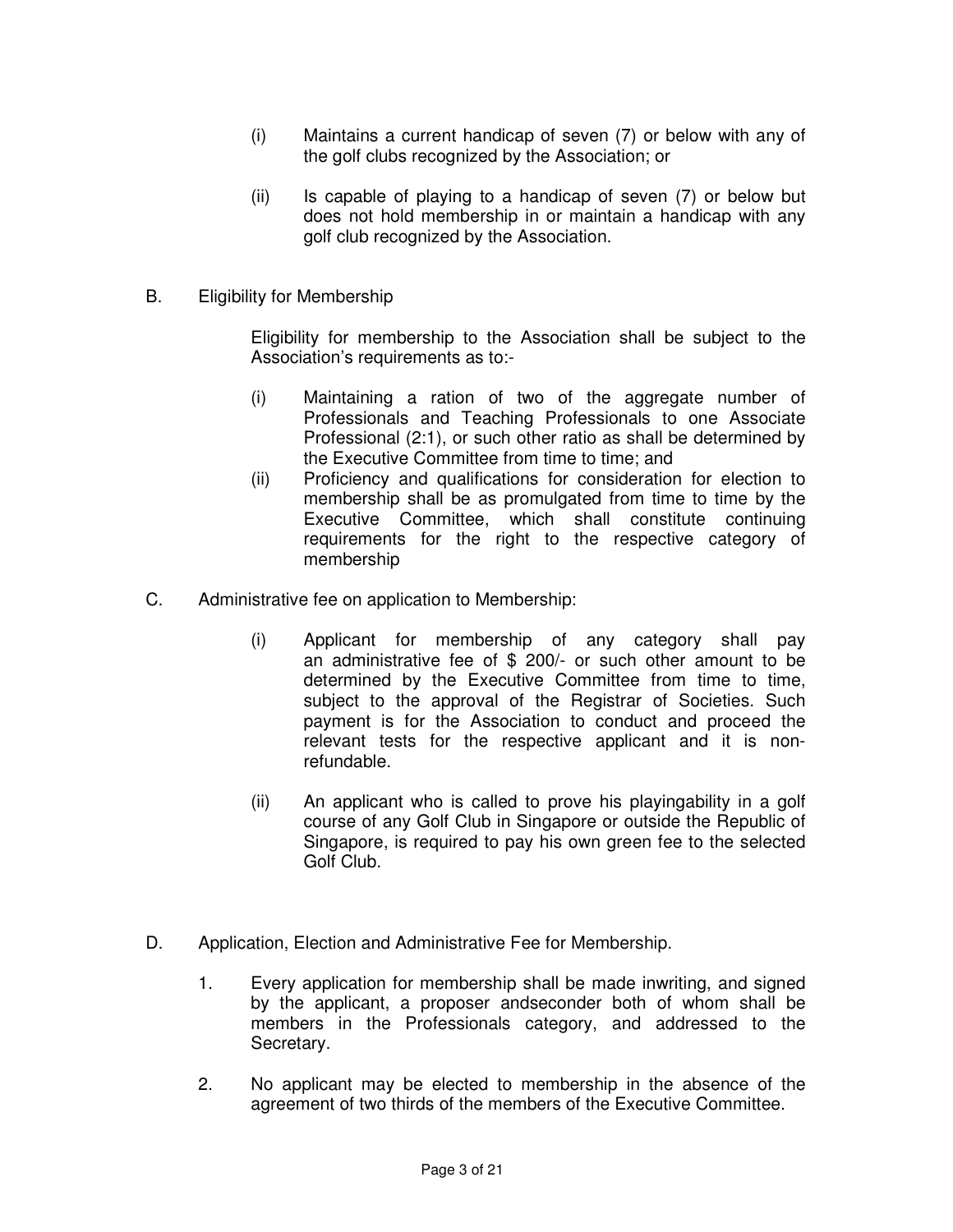(i) Maintains a current handicap of seven (7) or below with any of the golf clubs recognized by the Association; or

(ii) Is capable of playing to a handicap of seven (7) or below but does not hold membership in or maintain a handicap with any golf club recognized by the Association.

B. Eligibility for Membership

Eligibility for membership to the Association shall be subject to the Association's requirements as to:-

(i) Maintaining a ration of two of the aggregate number of Professionals and Teaching Professionals to one Associate Professional (2:1), or such other ratio as shall be determined by the Executive Committee from time to time; and

(ii) Proficiency and qualifications for consideration for election to membership shall be as promulgated from time to time by the Executive Committee, which shall constitute continuing requirements for the right to the respective category of membership

C. Administrative fee on application to Membership:

(i) Applicant for membership of any category shall pay an administrative fee of $ 200/- or such other amount to be determined by the Executive Committee from time to time, subject to the approval of the Registrar of Societies. Such payment is for the Association to conduct and proceed the relevant tests for the respective applicant and it is non-refundable.

(ii) An applicant who is called to prove his playingability in a golf course of any Golf Club in Singapore or outside the Republic of Singapore, is required to pay his own green fee to the selected Golf Club.

D. Application, Election and Administrative Fee for Membership.

1. Every application for membership shall be made inwriting, and signed by the applicant, a proposer andseconder both of whom shall be members in the Professionals category, and addressed to the Secretary.

2. No applicant may be elected to membership in the absence of the agreement of two thirds of the members of the Executive Committee.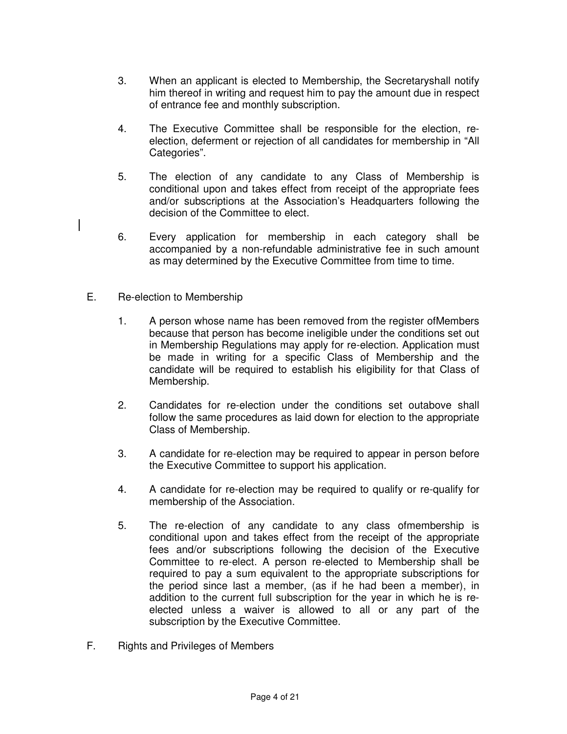3. When an applicant is elected to Membership, the Secretaryshall notify him thereof in writing and request him to pay the amount due in respect of entrance fee and monthly subscription.

4. The Executive Committee shall be responsible for the election, re-election, deferment or rejection of all candidates for membership in "All Categories".

5. The election of any candidate to any Class of Membership is conditional upon and takes effect from receipt of the appropriate fees and/or subscriptions at the Association's Headquarters following the decision of the Committee to elect.

6. Every application for membership in each category shall be accompanied by a non-refundable administrative fee in such amount as may determined by the Executive Committee from time to time.

E. Re-election to Membership

1. A person whose name has been removed from the register ofMembers because that person has become ineligible under the conditions set out in Membership Regulations may apply for re-election. Application must be made in writing for a specific Class of Membership and the candidate will be required to establish his eligibility for that Class of Membership.

2. Candidates for re-election under the conditions set outabove shall follow the same procedures as laid down for election to the appropriate Class of Membership.

3. A candidate for re-election may be required to appear in person before the Executive Committee to support his application.

4. A candidate for re-election may be required to qualify or re-qualify for membership of the Association.

5. The re-election of any candidate to any class ofmembership is conditional upon and takes effect from the receipt of the appropriate fees and/or subscriptions following the decision of the Executive Committee to re-elect. A person re-elected to Membership shall be required to pay a sum equivalent to the appropriate subscriptions for the period since last a member, (as if he had been a member), in addition to the current full subscription for the year in which he is re-elected unless a waiver is allowed to all or any part of the subscription by the Executive Committee.

F. Rights and Privileges of Members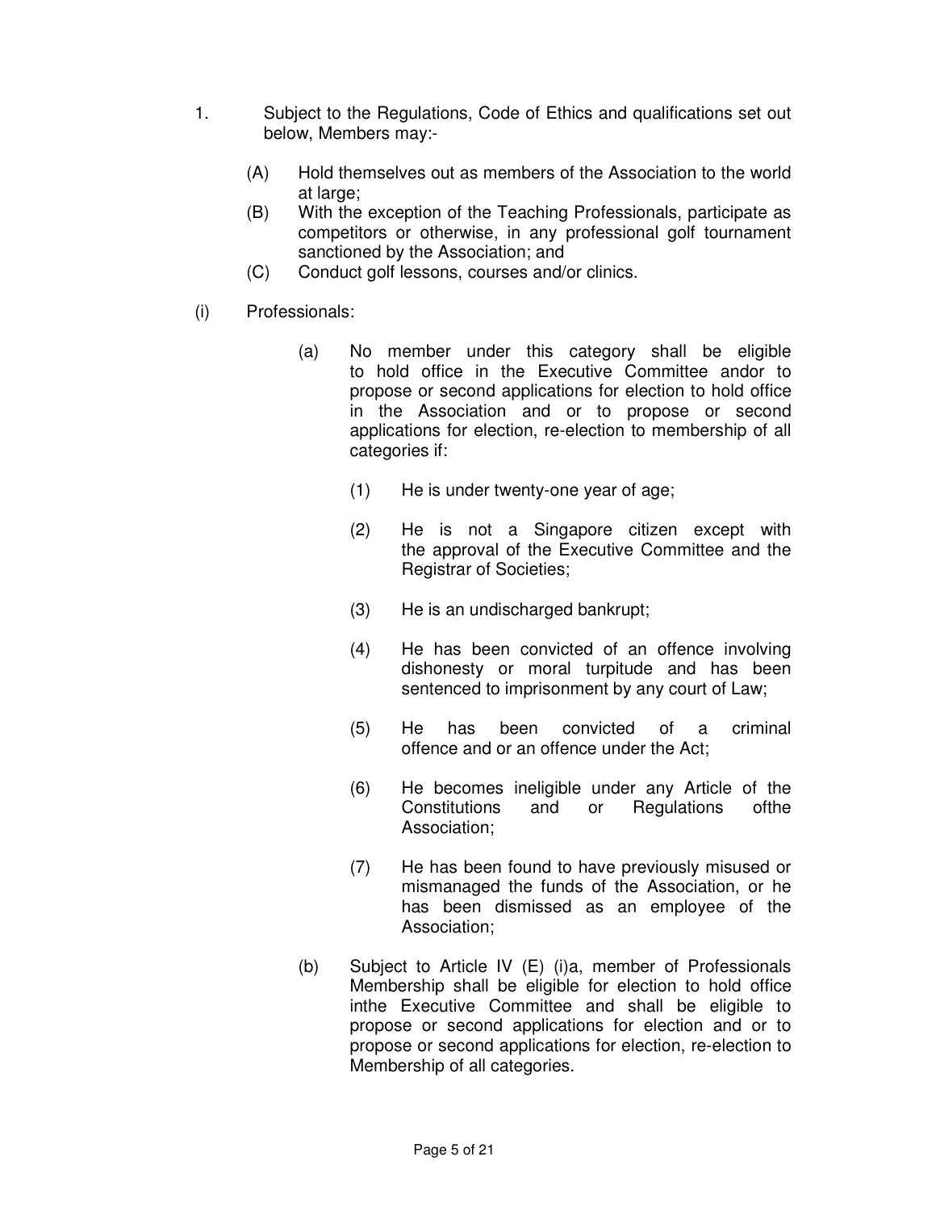1. Subject to the Regulations, Code of Ethics and qualifications set out below, Members may:-

   (A) Hold themselves out as members of the Association to the world at large;

   (B) With the exception of the Teaching Professionals, participate as competitors or otherwise, in any professional golf tournament sanctioned by the Association; and

   (C) Conduct golf lessons, courses and/or clinics.

(i) Professionals:

   (a) No member under this category shall be eligible to hold office in the Executive Committee andor to propose or second applications for election to hold office in the Association and or to propose or second applications for election, re-election to membership of all categories if:

      (1) He is under twenty-one year of age;

      (2) He is not a Singapore citizen except with the approval of the Executive Committee and the Registrar of Societies;

      (3) He is an undischarged bankrupt;

      (4) He has been convicted of an offence involving dishonesty or moral turpitude and has been sentenced to imprisonment by any court of Law;

      (5) He has been convicted of a criminal offence and or an offence under the Act;

      (6) He becomes ineligible under any Article of the Constitutions and or Regulations ofthe Association;

      (7) He has been found to have previously misused or mismanaged the funds of the Association, or he has been dismissed as an employee of the Association;

   (b) Subject to Article IV (E) (i)a, member of Professionals Membership shall be eligible for election to hold office inthe Executive Committee and shall be eligible to propose or second applications for election and or to propose or second applications for election, re-election to Membership of all categories.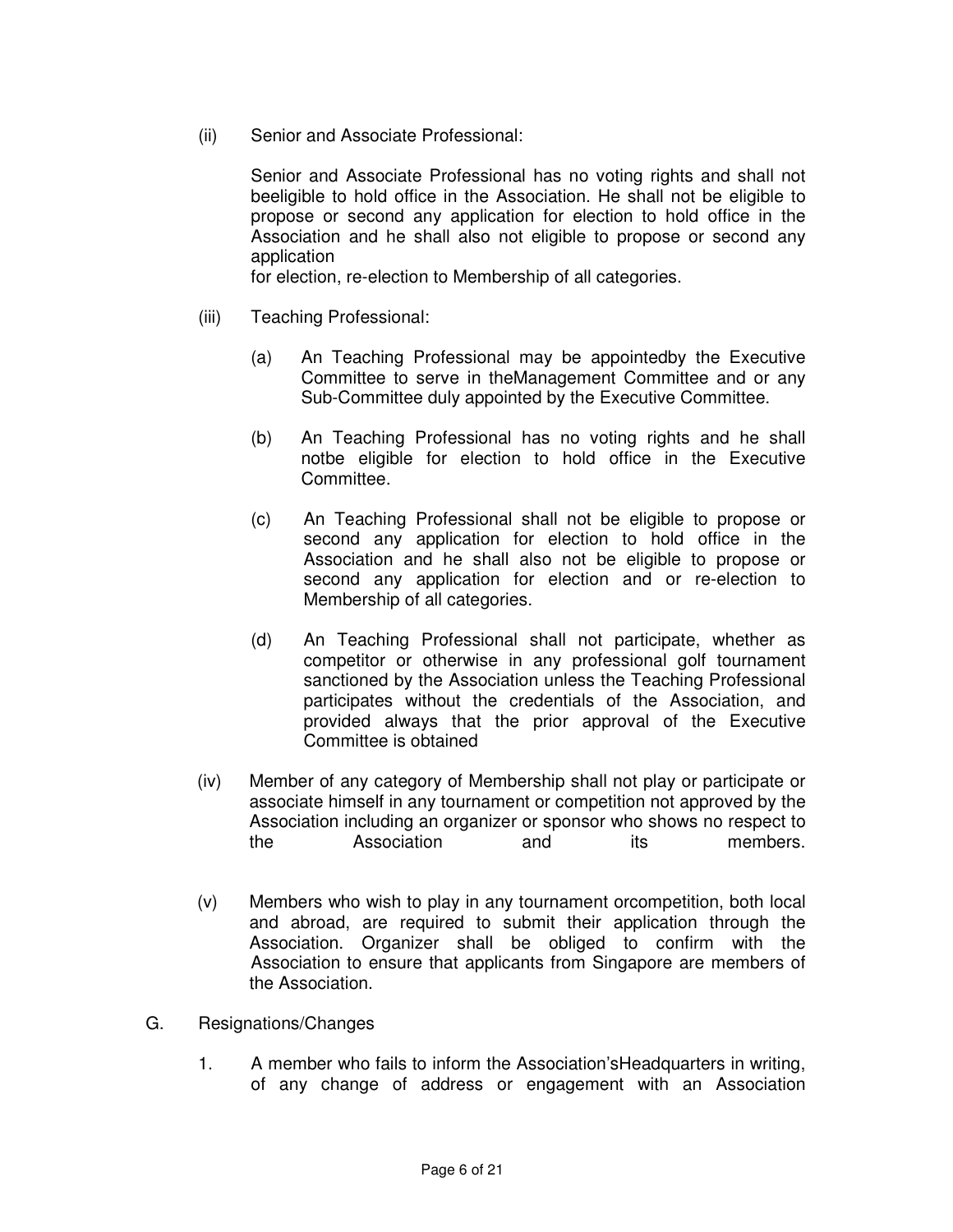(ii) Senior and Associate Professional:

Senior and Associate Professional has no voting rights and shall not beeligible to hold office in the Association. He shall not be eligible to propose or second any application for election to hold office in the Association and he shall also not eligible to propose or second any application for election, re-election to Membership of all categories.

(iii) Teaching Professional:

(a) An Teaching Professional may be appointedby the Executive Committee to serve in theManagement Committee and or any Sub-Committee duly appointed by the Executive Committee.

(b) An Teaching Professional has no voting rights and he shall notbe eligible for election to hold office in the Executive Committee.

(c) An Teaching Professional shall not be eligible to propose or second any application for election to hold office in the Association and he shall also not be eligible to propose or second any application for election and or re-election to Membership of all categories.

(d) An Teaching Professional shall not participate, whether as competitor or otherwise in any professional golf tournament sanctioned by the Association unless the Teaching Professional participates without the credentials of the Association, and provided always that the prior approval of the Executive Committee is obtained

(iv) Member of any category of Membership shall not play or participate or associate himself in any tournament or competition not approved by the Association including an organizer or sponsor who shows no respect to the Association and its members.

(v) Members who wish to play in any tournament orcompetition, both local and abroad, are required to submit their application through the Association. Organizer shall be obliged to confirm with the Association to ensure that applicants from Singapore are members of the Association.

G. Resignations/Changes

1. A member who fails to inform the Association'sHeadquarters in writing, of any change of address or engagement with an Association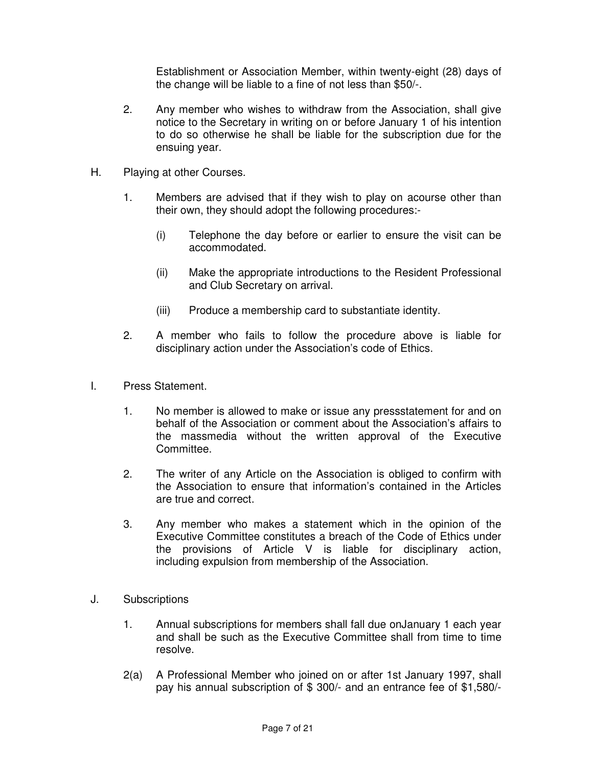Establishment or Association Member, within twenty-eight (28) days of the change will be liable to a fine of not less than $50/-.

2. Any member who wishes to withdraw from the Association, shall give notice to the Secretary in writing on or before January 1 of his intention to do so otherwise he shall be liable for the subscription due for the ensuing year.

H. Playing at other Courses.

1. Members are advised that if they wish to play on acourse other than their own, they should adopt the following procedures:-

   (i) Telephone the day before or earlier to ensure the visit can be accommodated.

   (ii) Make the appropriate introductions to the Resident Professional and Club Secretary on arrival.

   (iii) Produce a membership card to substantiate identity.

2. A member who fails to follow the procedure above is liable for disciplinary action under the Association's code of Ethics.

I. Press Statement.

1. No member is allowed to make or issue any pressstatement for and on behalf of the Association or comment about the Association's affairs to the massmedia without the written approval of the Executive Committee.

2. The writer of any Article on the Association is obliged to confirm with the Association to ensure that information's contained in the Articles are true and correct.

3. Any member who makes a statement which in the opinion of the Executive Committee constitutes a breach of the Code of Ethics under the provisions of Article V is liable for disciplinary action, including expulsion from membership of the Association.

J. Subscriptions

1. Annual subscriptions for members shall fall due onJanuary 1 each year and shall be such as the Executive Committee shall from time to time resolve.

2(a) A Professional Member who joined on or after 1st January 1997, shall pay his annual subscription of $ 300/- and an entrance fee of $1,580/-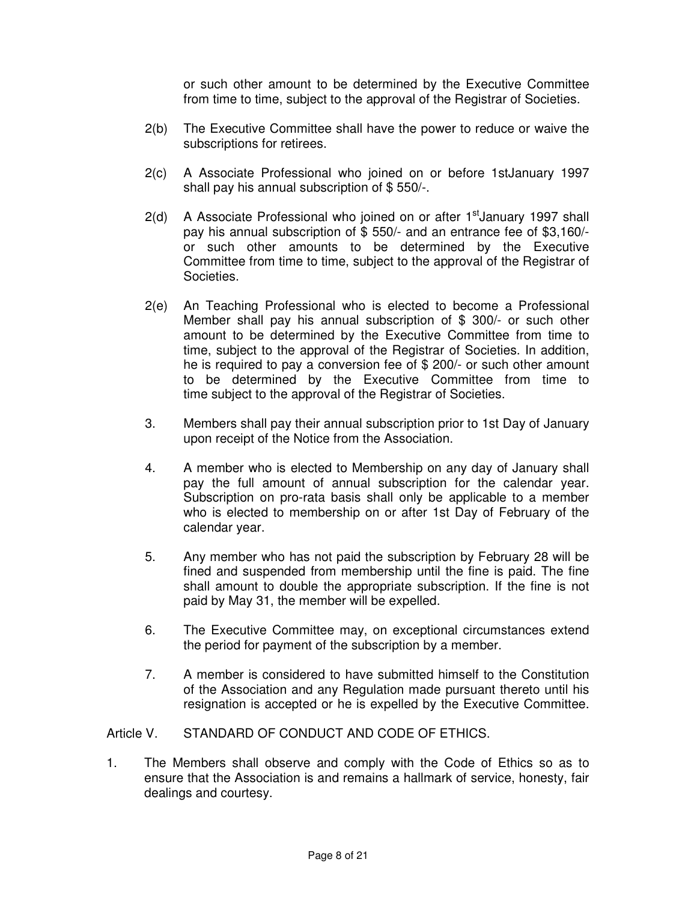or such other amount to be determined by the Executive Committee from time to time, subject to the approval of the Registrar of Societies.

2(b) The Executive Committee shall have the power to reduce or waive the subscriptions for retirees.

2(c) A Associate Professional who joined on or before 1stJanuary 1997 shall pay his annual subscription of $ 550/-.

2(d) A Associate Professional who joined on or after 1stJanuary 1997 shall pay his annual subscription of $ 550/- and an entrance fee of $3,160/- or such other amounts to be determined by the Executive Committee from time to time, subject to the approval of the Registrar of Societies.

2(e) An Teaching Professional who is elected to become a Professional Member shall pay his annual subscription of $ 300/- or such other amount to be determined by the Executive Committee from time to time, subject to the approval of the Registrar of Societies. In addition, he is required to pay a conversion fee of $ 200/- or such other amount to be determined by the Executive Committee from time to time subject to the approval of the Registrar of Societies.

3. Members shall pay their annual subscription prior to 1st Day of January upon receipt of the Notice from the Association.

4. A member who is elected to Membership on any day of January shall pay the full amount of annual subscription for the calendar year. Subscription on pro-rata basis shall only be applicable to a member who is elected to membership on or after 1st Day of February of the calendar year.

5. Any member who has not paid the subscription by February 28 will be fined and suspended from membership until the fine is paid. The fine shall amount to double the appropriate subscription. If the fine is not paid by May 31, the member will be expelled.

6. The Executive Committee may, on exceptional circumstances extend the period for payment of the subscription by a member.

7. A member is considered to have submitted himself to the Constitution of the Association and any Regulation made pursuant thereto until his resignation is accepted or he is expelled by the Executive Committee.

## Article V. STANDARD OF CONDUCT AND CODE OF ETHICS.

1. The Members shall observe and comply with the Code of Ethics so as to ensure that the Association is and remains a hallmark of service, honesty, fair dealings and courtesy.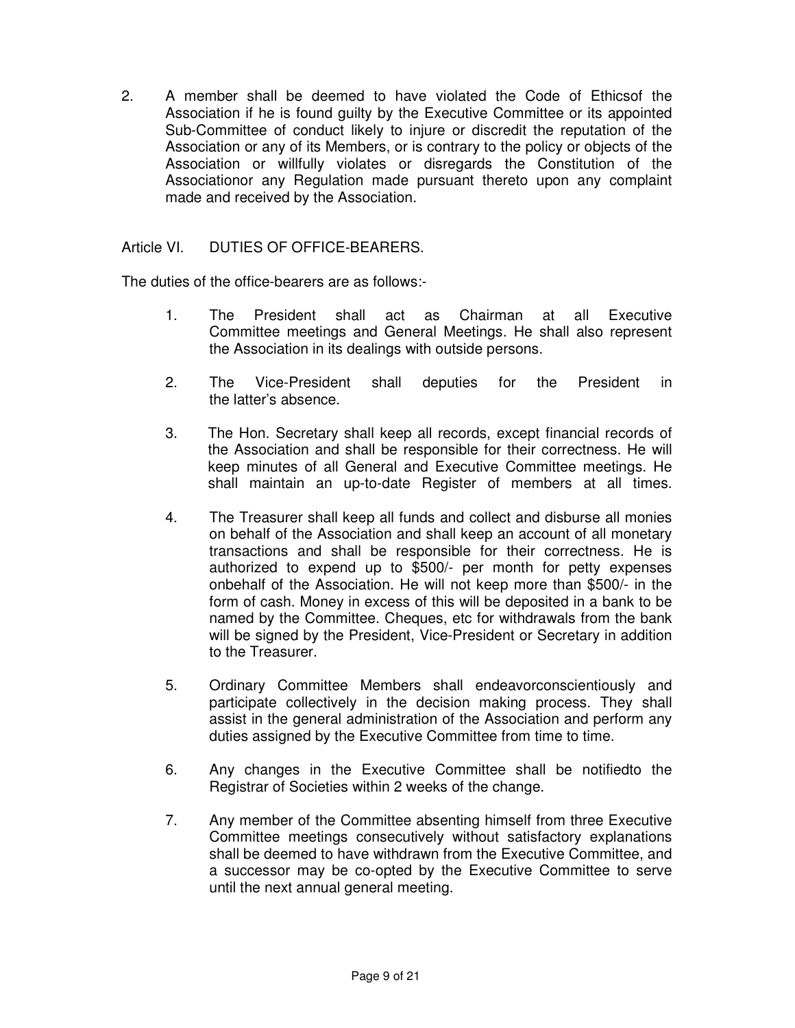2. A member shall be deemed to have violated the Code of Ethicsof the Association if he is found guilty by the Executive Committee or its appointed Sub-Committee of conduct likely to injure or discredit the reputation of the Association or any of its Members, or is contrary to the policy or objects of the Association or willfully violates or disregards the Constitution of the Associationor any Regulation made pursuant thereto upon any complaint made and received by the Association.

## Article VI. DUTIES OF OFFICE-BEARERS.

The duties of the office-bearers are as follows:-

1. The President shall act as Chairman at all Executive Committee meetings and General Meetings. He shall also represent the Association in its dealings with outside persons.

2. The Vice-President shall deputies for the President in the latter's absence.

3. The Hon. Secretary shall keep all records, except financial records of the Association and shall be responsible for their correctness. He will keep minutes of all General and Executive Committee meetings. He shall maintain an up-to-date Register of members at all times.

4. The Treasurer shall keep all funds and collect and disburse all monies on behalf of the Association and shall keep an account of all monetary transactions and shall be responsible for their correctness. He is authorized to expend up to $500/- per month for petty expenses onbehalf of the Association. He will not keep more than $500/- in the form of cash. Money in excess of this will be deposited in a bank to be named by the Committee. Cheques, etc for withdrawals from the bank will be signed by the President, Vice-President or Secretary in addition to the Treasurer.

5. Ordinary Committee Members shall endeavorconscientiously and participate collectively in the decision making process. They shall assist in the general administration of the Association and perform any duties assigned by the Executive Committee from time to time.

6. Any changes in the Executive Committee shall be notifiedto the Registrar of Societies within 2 weeks of the change.

7. Any member of the Committee absenting himself from three Executive Committee meetings consecutively without satisfactory explanations shall be deemed to have withdrawn from the Executive Committee, and a successor may be co-opted by the Executive Committee to serve until the next annual general meeting.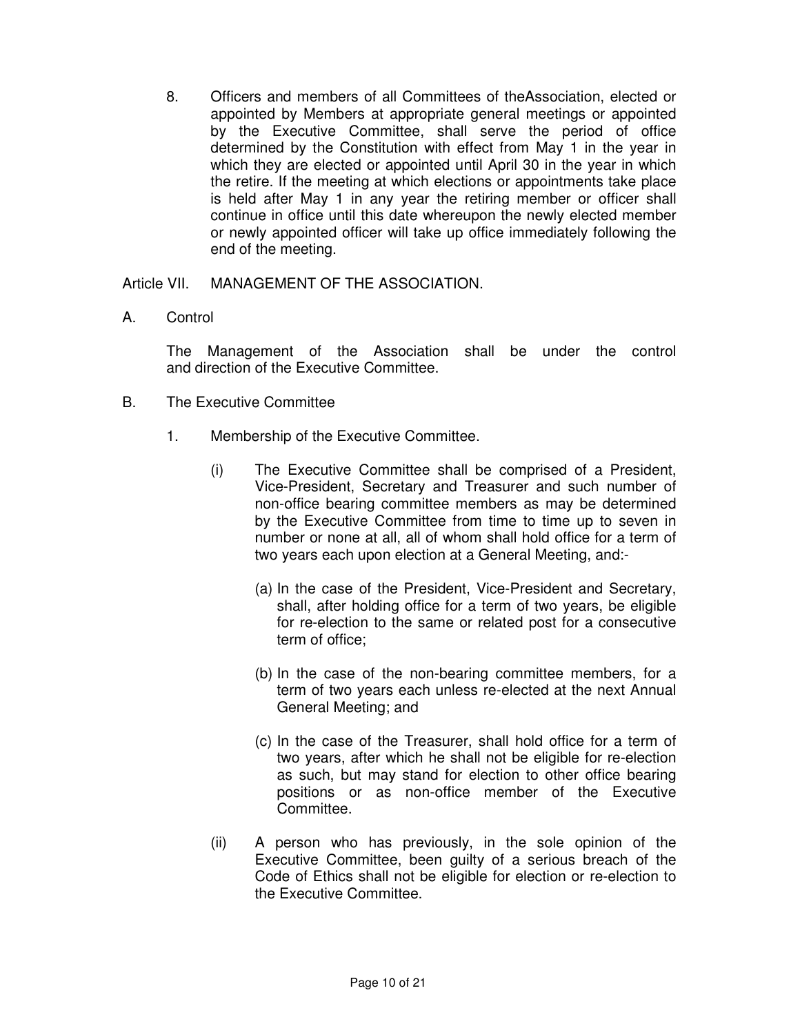8. Officers and members of all Committees of theAssociation, elected or appointed by Members at appropriate general meetings or appointed by the Executive Committee, shall serve the period of office determined by the Constitution with effect from May 1 in the year in which they are elected or appointed until April 30 in the year in which the retire. If the meeting at which elections or appointments take place is held after May 1 in any year the retiring member or officer shall continue in office until this date whereupon the newly elected member or newly appointed officer will take up office immediately following the end of the meeting.

## Article VII. MANAGEMENT OF THE ASSOCIATION.

### A. Control

The Management of the Association shall be under the control and direction of the Executive Committee.

### B. The Executive Committee

1. Membership of the Executive Committee.

   (i) The Executive Committee shall be comprised of a President, Vice-President, Secretary and Treasurer and such number of non-office bearing committee members as may be determined by the Executive Committee from time to time up to seven in number or none at all, all of whom shall hold office for a term of two years each upon election at a General Meeting, and:-

   (a) In the case of the President, Vice-President and Secretary, shall, after holding office for a term of two years, be eligible for re-election to the same or related post for a consecutive term of office;

   (b) In the case of the non-bearing committee members, for a term of two years each unless re-elected at the next Annual General Meeting; and

   (c) In the case of the Treasurer, shall hold office for a term of two years, after which he shall not be eligible for re-election as such, but may stand for election to other office bearing positions or as non-office member of the Executive Committee.

   (ii) A person who has previously, in the sole opinion of the Executive Committee, been guilty of a serious breach of the Code of Ethics shall not be eligible for election or re-election to the Executive Committee.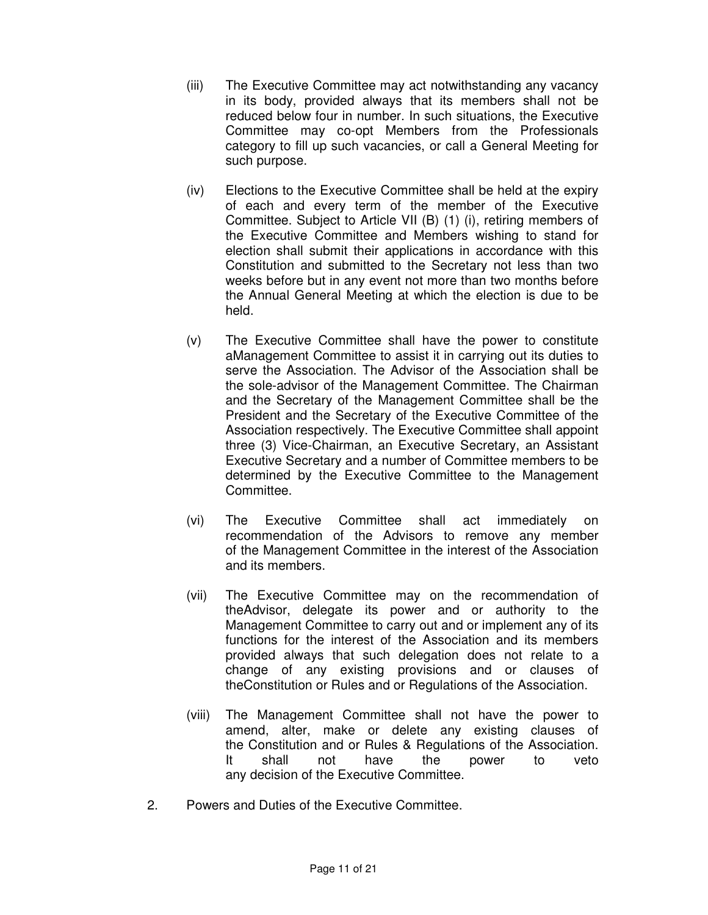(iii) The Executive Committee may act notwithstanding any vacancy in its body, provided always that its members shall not be reduced below four in number. In such situations, the Executive Committee may co-opt Members from the Professionals category to fill up such vacancies, or call a General Meeting for such purpose.

(iv) Elections to the Executive Committee shall be held at the expiry of each and every term of the member of the Executive Committee. Subject to Article VII (B) (1) (i), retiring members of the Executive Committee and Members wishing to stand for election shall submit their applications in accordance with this Constitution and submitted to the Secretary not less than two weeks before but in any event not more than two months before the Annual General Meeting at which the election is due to be held.

(v) The Executive Committee shall have the power to constitute aManagement Committee to assist it in carrying out its duties to serve the Association. The Advisor of the Association shall be the sole-advisor of the Management Committee. The Chairman and the Secretary of the Management Committee shall be the President and the Secretary of the Executive Committee of the Association respectively. The Executive Committee shall appoint three (3) Vice-Chairman, an Executive Secretary, an Assistant Executive Secretary and a number of Committee members to be determined by the Executive Committee to the Management Committee.

(vi) The Executive Committee shall act immediately on recommendation of the Advisors to remove any member of the Management Committee in the interest of the Association and its members.

(vii) The Executive Committee may on the recommendation of theAdvisor, delegate its power and or authority to the Management Committee to carry out and or implement any of its functions for the interest of the Association and its members provided always that such delegation does not relate to a change of any existing provisions and or clauses of theConstitution or Rules and or Regulations of the Association.

(viii) The Management Committee shall not have the power to amend, alter, make or delete any existing clauses of the Constitution and or Rules & Regulations of the Association. It shall not have the power to veto any decision of the Executive Committee.

2. Powers and Duties of the Executive Committee.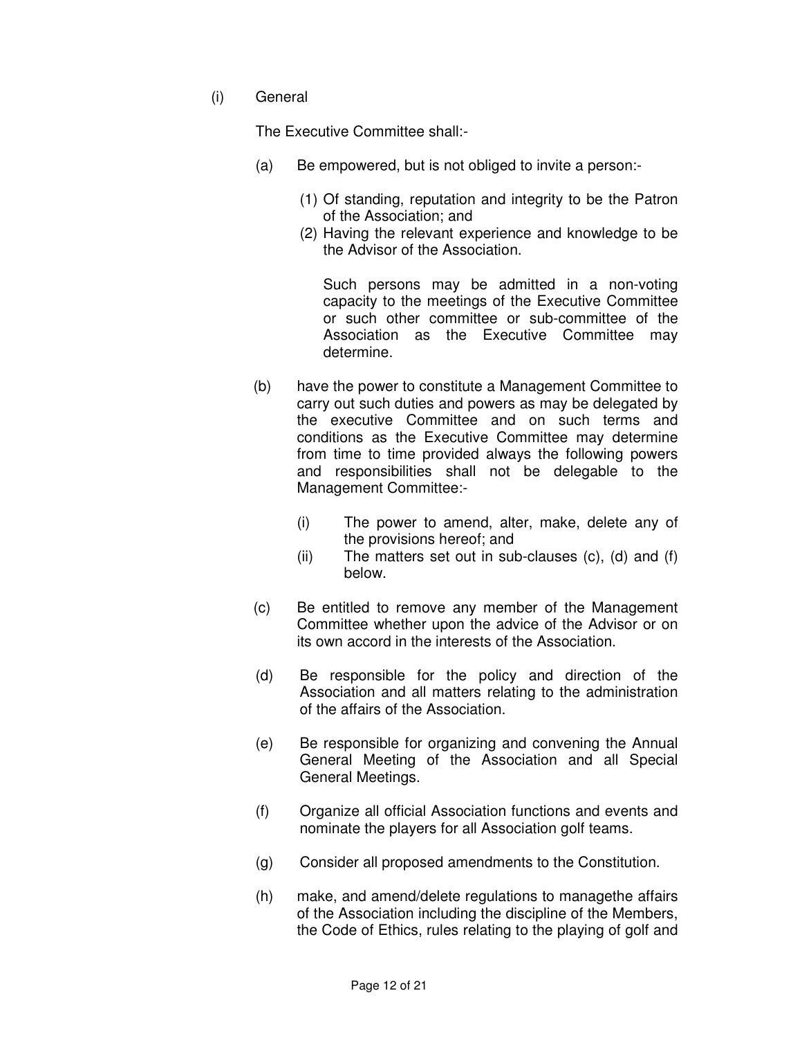(i) General

The Executive Committee shall:-

(a) Be empowered, but is not obliged to invite a person:-

   (1) Of standing, reputation and integrity to be the Patron of the Association; and
   (2) Having the relevant experience and knowledge to be the Advisor of the Association.

   Such persons may be admitted in a non-voting capacity to the meetings of the Executive Committee or such other committee or sub-committee of the Association as the Executive Committee may determine.

(b) have the power to constitute a Management Committee to carry out such duties and powers as may be delegated by the executive Committee and on such terms and conditions as the Executive Committee may determine from time to time provided always the following powers and responsibilities shall not be delegable to the Management Committee:-

   (i) The power to amend, alter, make, delete any of the provisions hereof; and
   (ii) The matters set out in sub-clauses (c), (d) and (f) below.

(c) Be entitled to remove any member of the Management Committee whether upon the advice of the Advisor or on its own accord in the interests of the Association.

(d) Be responsible for the policy and direction of the Association and all matters relating to the administration of the affairs of the Association.

(e) Be responsible for organizing and convening the Annual General Meeting of the Association and all Special General Meetings.

(f) Organize all official Association functions and events and nominate the players for all Association golf teams.

(g) Consider all proposed amendments to the Constitution.

(h) make, and amend/delete regulations to managethe affairs of the Association including the discipline of the Members, the Code of Ethics, rules relating to the playing of golf and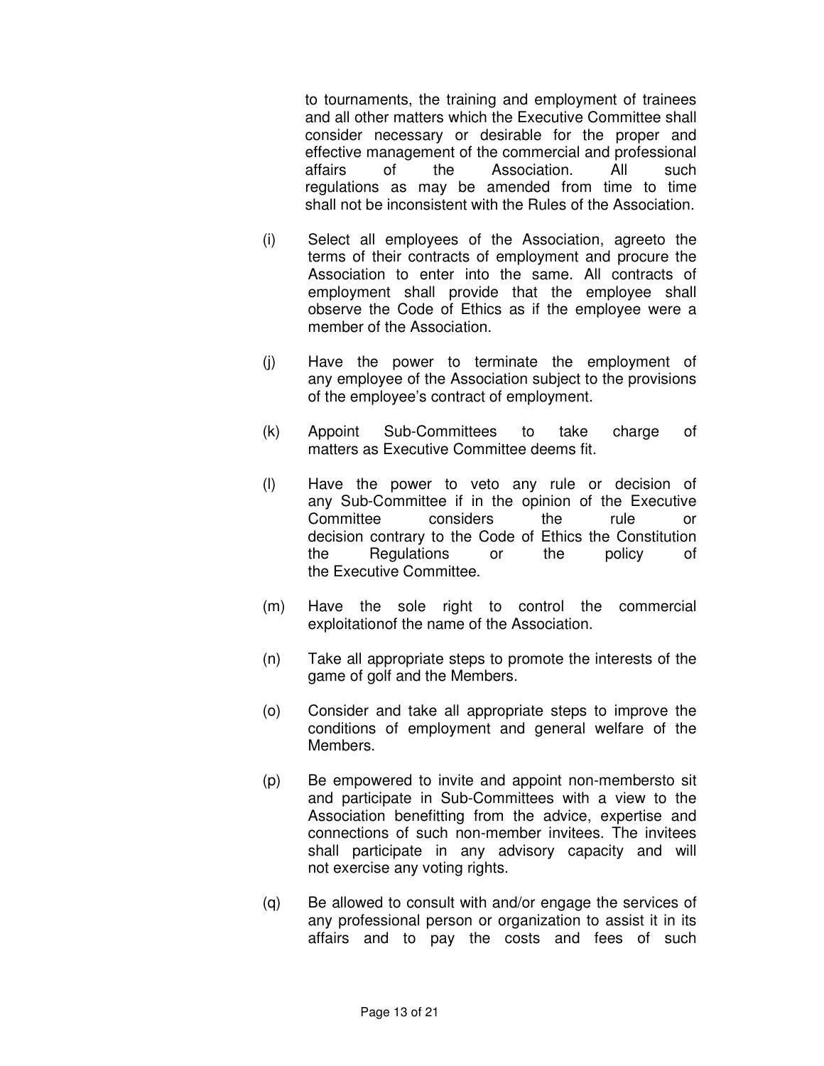to tournaments, the training and employment of trainees and all other matters which the Executive Committee shall consider necessary or desirable for the proper and effective management of the commercial and professional affairs of the Association. All such regulations as may be amended from time to time shall not be inconsistent with the Rules of the Association.

(i) Select all employees of the Association, agreeto the terms of their contracts of employment and procure the Association to enter into the same. All contracts of employment shall provide that the employee shall observe the Code of Ethics as if the employee were a member of the Association.

(j) Have the power to terminate the employment of any employee of the Association subject to the provisions of the employee's contract of employment.

(k) Appoint Sub-Committees to take charge of matters as Executive Committee deems fit.

(l) Have the power to veto any rule or decision of any Sub-Committee if in the opinion of the Executive Committee considers the rule or decision contrary to the Code of Ethics the Constitution the Regulations or the policy of the Executive Committee.

(m) Have the sole right to control the commercial exploitationof the name of the Association.

(n) Take all appropriate steps to promote the interests of the game of golf and the Members.

(o) Consider and take all appropriate steps to improve the conditions of employment and general welfare of the Members.

(p) Be empowered to invite and appoint non-membersto sit and participate in Sub-Committees with a view to the Association benefitting from the advice, expertise and connections of such non-member invitees. The invitees shall participate in any advisory capacity and will not exercise any voting rights.

(q) Be allowed to consult with and/or engage the services of any professional person or organization to assist it in its affairs and to pay the costs and fees of such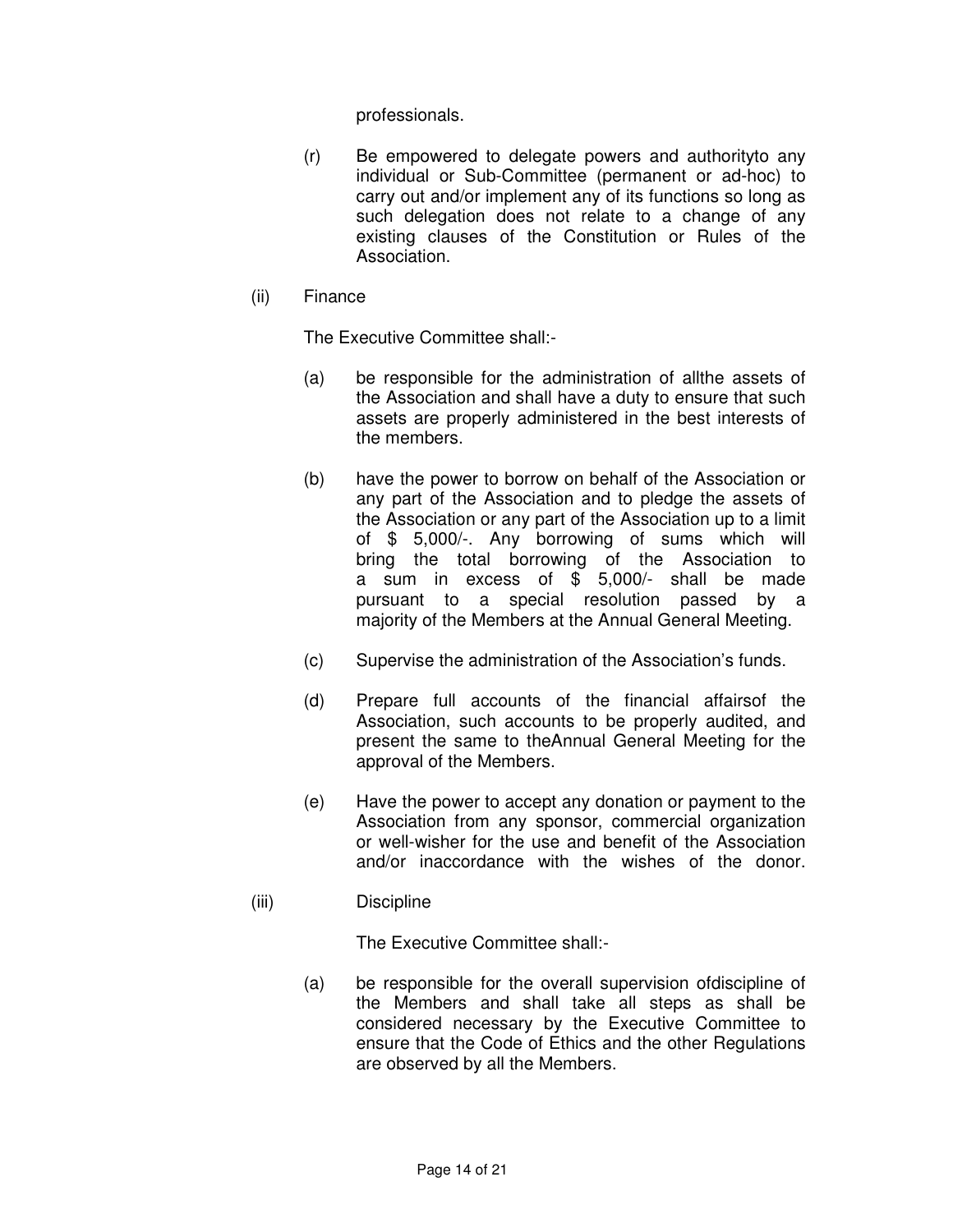professionals.

(r) Be empowered to delegate powers and authorityto any individual or Sub-Committee (permanent or ad-hoc) to carry out and/or implement any of its functions so long as such delegation does not relate to a change of any existing clauses of the Constitution or Rules of the Association.

(ii) Finance

The Executive Committee shall:-

(a) be responsible for the administration of allthe assets of the Association and shall have a duty to ensure that such assets are properly administered in the best interests of the members.

(b) have the power to borrow on behalf of the Association or any part of the Association and to pledge the assets of the Association or any part of the Association up to a limit of $ 5,000/-. Any borrowing of sums which will bring the total borrowing of the Association to a sum in excess of $ 5,000/- shall be made pursuant to a special resolution passed by a majority of the Members at the Annual General Meeting.

(c) Supervise the administration of the Association's funds.

(d) Prepare full accounts of the financial affairsof the Association, such accounts to be properly audited, and present the same to theAnnual General Meeting for the approval of the Members.

(e) Have the power to accept any donation or payment to the Association from any sponsor, commercial organization or well-wisher for the use and benefit of the Association and/or inaccordance with the wishes of the donor.

(iii) Discipline

The Executive Committee shall:-

(a) be responsible for the overall supervision ofdiscipline of the Members and shall take all steps as shall be considered necessary by the Executive Committee to ensure that the Code of Ethics and the other Regulations are observed by all the Members.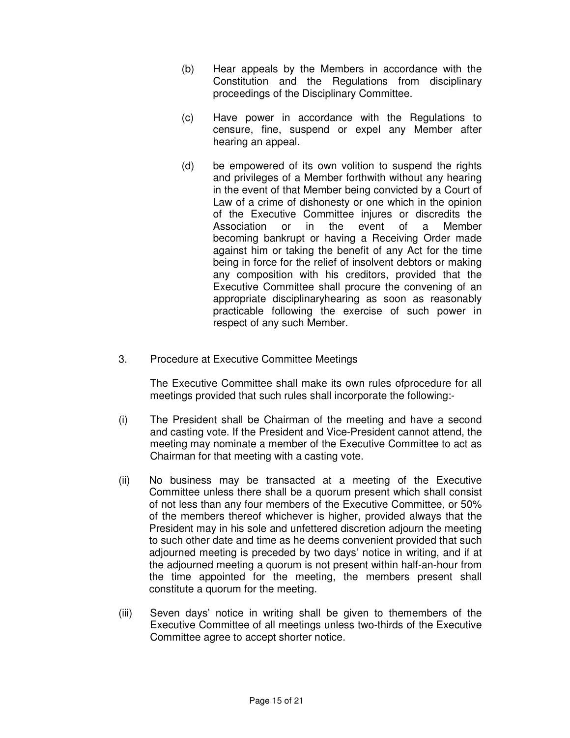(b) Hear appeals by the Members in accordance with the Constitution and the Regulations from disciplinary proceedings of the Disciplinary Committee.

(c) Have power in accordance with the Regulations to censure, fine, suspend or expel any Member after hearing an appeal.

(d) be empowered of its own volition to suspend the rights and privileges of a Member forthwith without any hearing in the event of that Member being convicted by a Court of Law of a crime of dishonesty or one which in the opinion of the Executive Committee injures or discredits the Association or in the event of a Member becoming bankrupt or having a Receiving Order made against him or taking the benefit of any Act for the time being in force for the relief of insolvent debtors or making any composition with his creditors, provided that the Executive Committee shall procure the convening of an appropriate disciplinaryhearing as soon as reasonably practicable following the exercise of such power in respect of any such Member.

3. Procedure at Executive Committee Meetings

The Executive Committee shall make its own rules ofprocedure for all meetings provided that such rules shall incorporate the following:-

(i) The President shall be Chairman of the meeting and have a second and casting vote. If the President and Vice-President cannot attend, the meeting may nominate a member of the Executive Committee to act as Chairman for that meeting with a casting vote.

(ii) No business may be transacted at a meeting of the Executive Committee unless there shall be a quorum present which shall consist of not less than any four members of the Executive Committee, or 50% of the members thereof whichever is higher, provided always that the President may in his sole and unfettered discretion adjourn the meeting to such other date and time as he deems convenient provided that such adjourned meeting is preceded by two days' notice in writing, and if at the adjourned meeting a quorum is not present within half-an-hour from the time appointed for the meeting, the members present shall constitute a quorum for the meeting.

(iii) Seven days' notice in writing shall be given to themembers of the Executive Committee of all meetings unless two-thirds of the Executive Committee agree to accept shorter notice.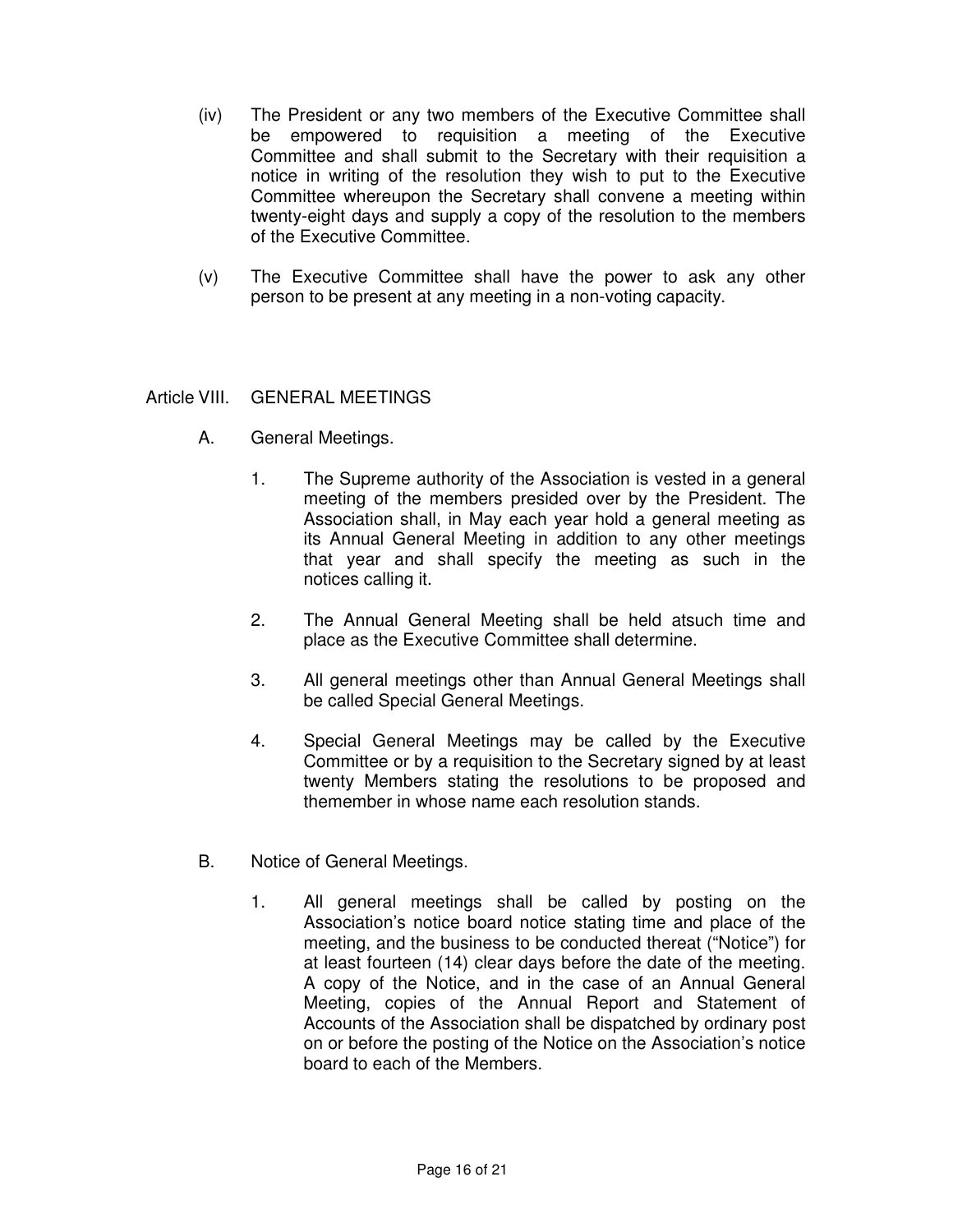(iv) The President or any two members of the Executive Committee shall be empowered to requisition a meeting of the Executive Committee and shall submit to the Secretary with their requisition a notice in writing of the resolution they wish to put to the Executive Committee whereupon the Secretary shall convene a meeting within twenty-eight days and supply a copy of the resolution to the members of the Executive Committee.

(v) The Executive Committee shall have the power to ask any other person to be present at any meeting in a non-voting capacity.

## Article VIII. GENERAL MEETINGS

### A. General Meetings.

1. The Supreme authority of the Association is vested in a general meeting of the members presided over by the President. The Association shall, in May each year hold a general meeting as its Annual General Meeting in addition to any other meetings that year and shall specify the meeting as such in the notices calling it.

2. The Annual General Meeting shall be held atsuch time and place as the Executive Committee shall determine.

3. All general meetings other than Annual General Meetings shall be called Special General Meetings.

4. Special General Meetings may be called by the Executive Committee or by a requisition to the Secretary signed by at least twenty Members stating the resolutions to be proposed and themember in whose name each resolution stands.

### B. Notice of General Meetings.

1. All general meetings shall be called by posting on the Association's notice board notice stating time and place of the meeting, and the business to be conducted thereat ("Notice") for at least fourteen (14) clear days before the date of the meeting. A copy of the Notice, and in the case of an Annual General Meeting, copies of the Annual Report and Statement of Accounts of the Association shall be dispatched by ordinary post on or before the posting of the Notice on the Association's notice board to each of the Members.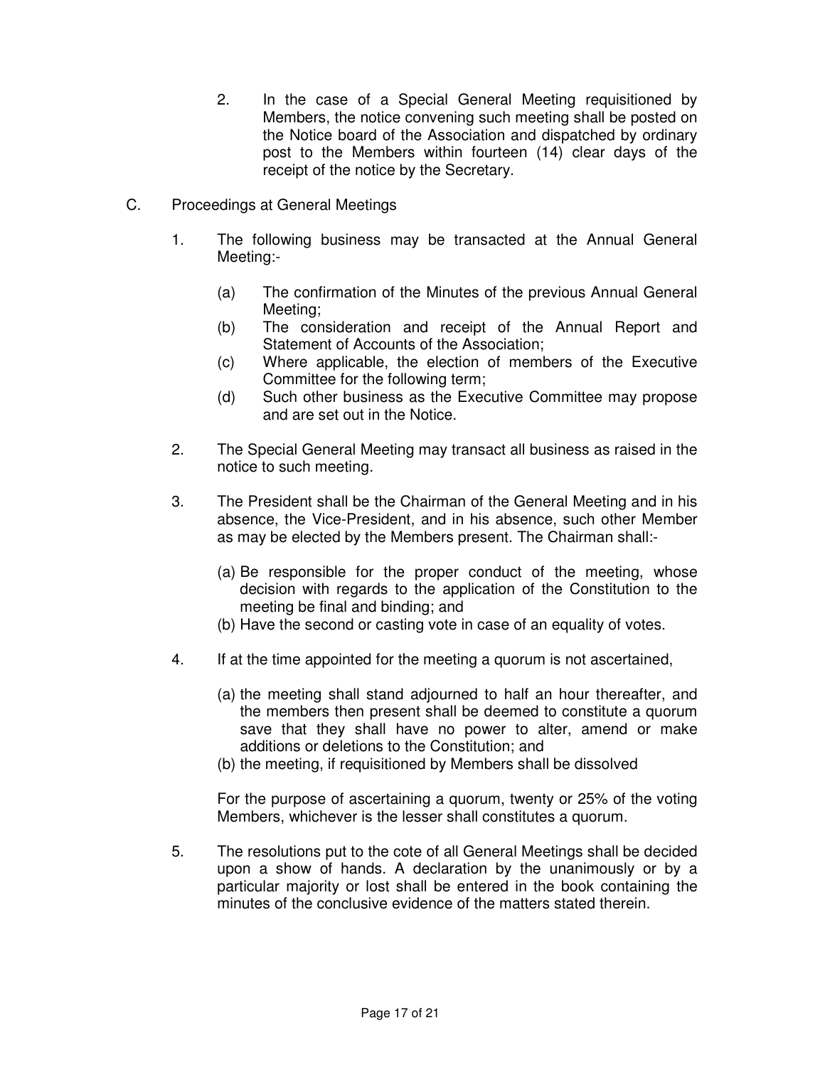2. In the case of a Special General Meeting requisitioned by Members, the notice convening such meeting shall be posted on the Notice board of the Association and dispatched by ordinary post to the Members within fourteen (14) clear days of the receipt of the notice by the Secretary.

C. Proceedings at General Meetings

1. The following business may be transacted at the Annual General Meeting:-

   (a) The confirmation of the Minutes of the previous Annual General Meeting;
   (b) The consideration and receipt of the Annual Report and Statement of Accounts of the Association;
   (c) Where applicable, the election of members of the Executive Committee for the following term;
   (d) Such other business as the Executive Committee may propose and are set out in the Notice.

2. The Special General Meeting may transact all business as raised in the notice to such meeting.

3. The President shall be the Chairman of the General Meeting and in his absence, the Vice-President, and in his absence, such other Member as may be elected by the Members present. The Chairman shall:-

   (a) Be responsible for the proper conduct of the meeting, whose decision with regards to the application of the Constitution to the meeting be final and binding; and
   (b) Have the second or casting vote in case of an equality of votes.

4. If at the time appointed for the meeting a quorum is not ascertained,

   (a) the meeting shall stand adjourned to half an hour thereafter, and the members then present shall be deemed to constitute a quorum save that they shall have no power to alter, amend or make additions or deletions to the Constitution; and
   (b) the meeting, if requisitioned by Members shall be dissolved

   For the purpose of ascertaining a quorum, twenty or 25% of the voting Members, whichever is the lesser shall constitutes a quorum.

5. The resolutions put to the cote of all General Meetings shall be decided upon a show of hands. A declaration by the unanimously or by a particular majority or lost shall be entered in the book containing the minutes of the conclusive evidence of the matters stated therein.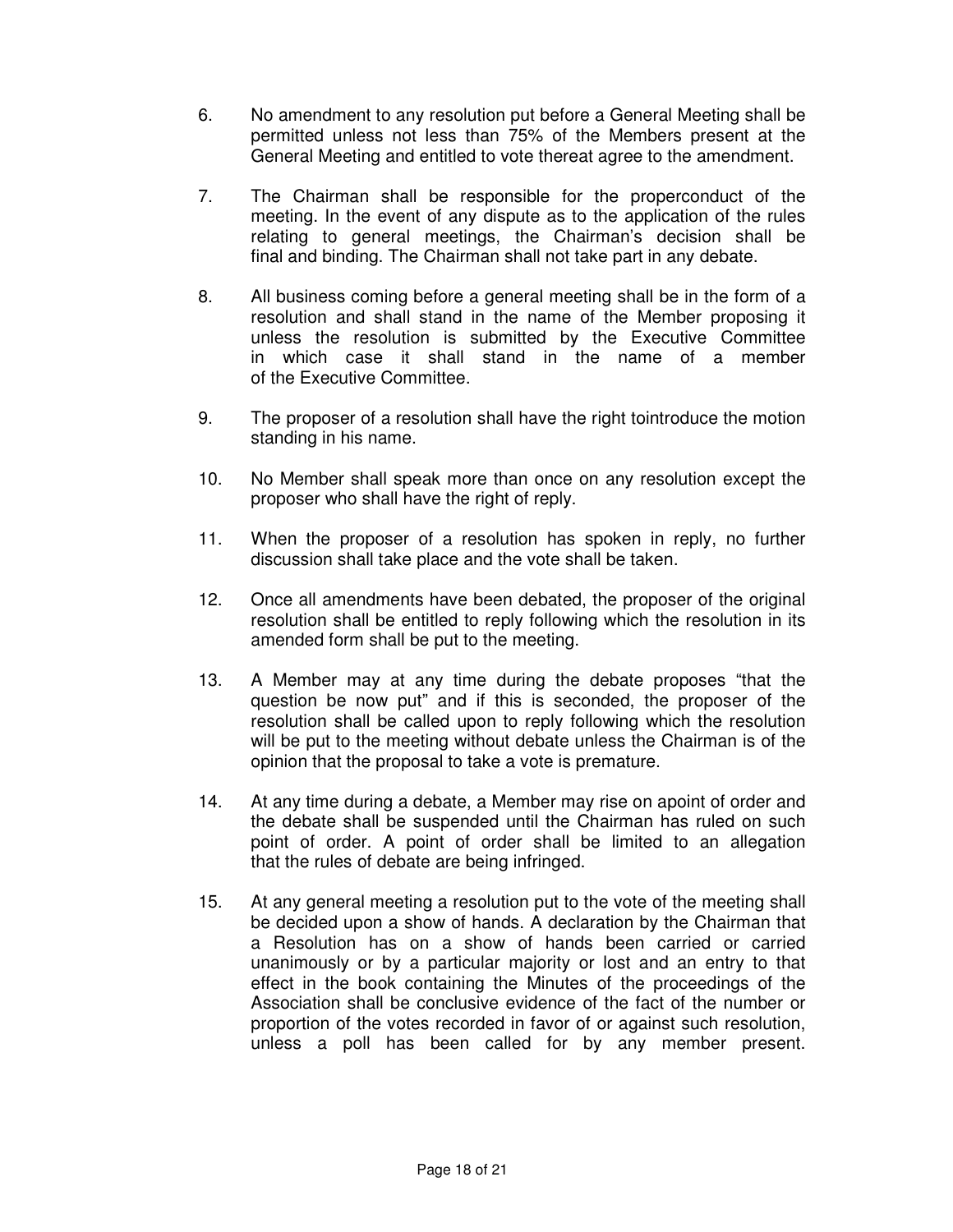6. No amendment to any resolution put before a General Meeting shall be permitted unless not less than 75% of the Members present at the General Meeting and entitled to vote thereat agree to the amendment.

7. The Chairman shall be responsible for the properconduct of the meeting. In the event of any dispute as to the application of the rules relating to general meetings, the Chairman's decision shall be final and binding. The Chairman shall not take part in any debate.

8. All business coming before a general meeting shall be in the form of a resolution and shall stand in the name of the Member proposing it unless the resolution is submitted by the Executive Committee in which case it shall stand in the name of a member of the Executive Committee.

9. The proposer of a resolution shall have the right tointroduce the motion standing in his name.

10. No Member shall speak more than once on any resolution except the proposer who shall have the right of reply.

11. When the proposer of a resolution has spoken in reply, no further discussion shall take place and the vote shall be taken.

12. Once all amendments have been debated, the proposer of the original resolution shall be entitled to reply following which the resolution in its amended form shall be put to the meeting.

13. A Member may at any time during the debate proposes "that the question be now put" and if this is seconded, the proposer of the resolution shall be called upon to reply following which the resolution will be put to the meeting without debate unless the Chairman is of the opinion that the proposal to take a vote is premature.

14. At any time during a debate, a Member may rise on apoint of order and the debate shall be suspended until the Chairman has ruled on such point of order. A point of order shall be limited to an allegation that the rules of debate are being infringed.

15. At any general meeting a resolution put to the vote of the meeting shall be decided upon a show of hands. A declaration by the Chairman that a Resolution has on a show of hands been carried or carried unanimously or by a particular majority or lost and an entry to that effect in the book containing the Minutes of the proceedings of the Association shall be conclusive evidence of the fact of the number or proportion of the votes recorded in favor of or against such resolution, unless a poll has been called for by any member present.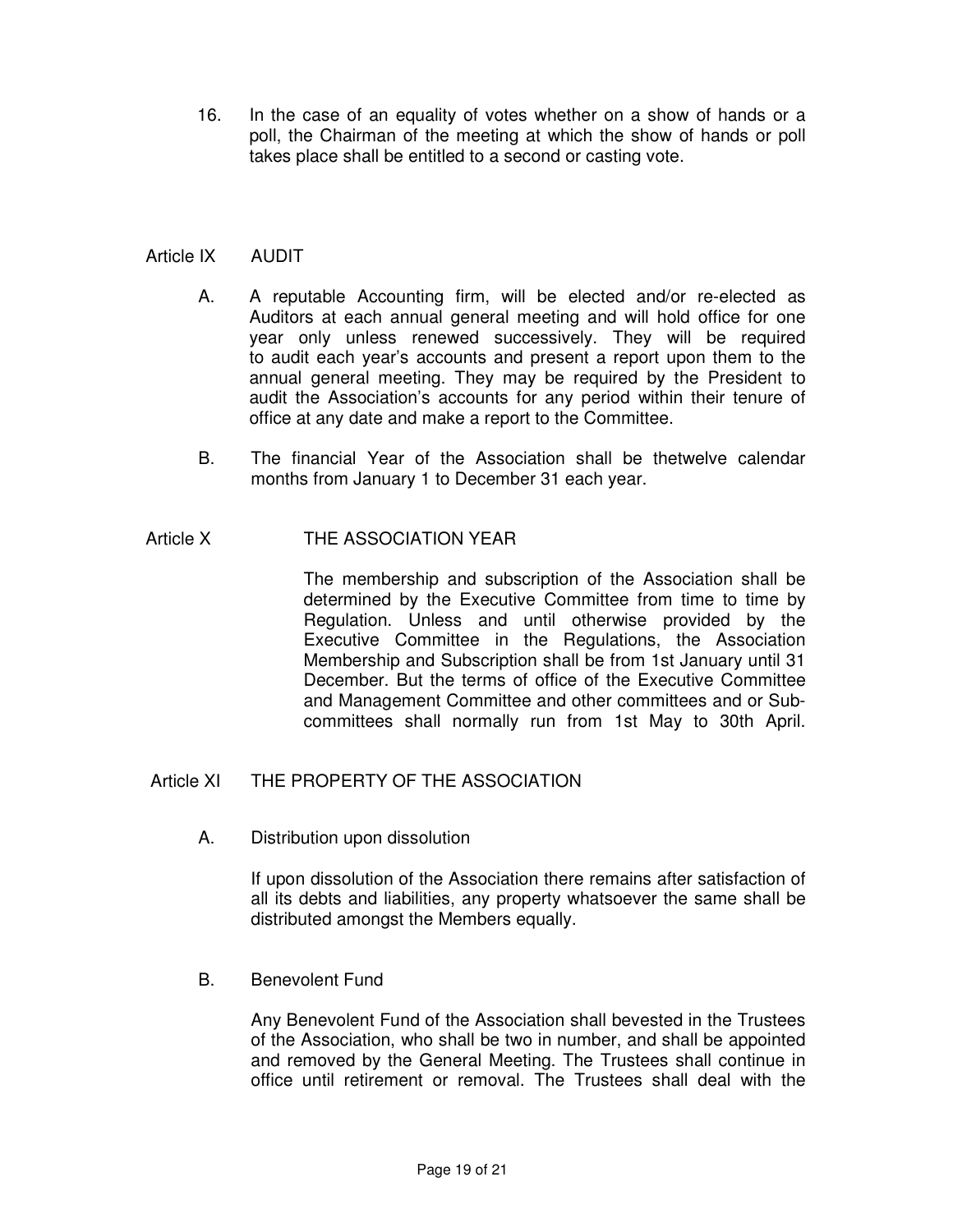16. In the case of an equality of votes whether on a show of hands or a poll, the Chairman of the meeting at which the show of hands or poll takes place shall be entitled to a second or casting vote.

## Article IX AUDIT

A. A reputable Accounting firm, will be elected and/or re-elected as Auditors at each annual general meeting and will hold office for one year only unless renewed successively. They will be required to audit each year's accounts and present a report upon them to the annual general meeting. They may be required by the President to audit the Association's accounts for any period within their tenure of office at any date and make a report to the Committee.

B. The financial Year of the Association shall be thetwelve calendar months from January 1 to December 31 each year.

## Article X THE ASSOCIATION YEAR

The membership and subscription of the Association shall be determined by the Executive Committee from time to time by Regulation. Unless and until otherwise provided by the Executive Committee in the Regulations, the Association Membership and Subscription shall be from 1st January until 31 December. But the terms of office of the Executive Committee and Management Committee and other committees and or Sub-committees shall normally run from 1st May to 30th April.

## Article XI THE PROPERTY OF THE ASSOCIATION

A. Distribution upon dissolution

If upon dissolution of the Association there remains after satisfaction of all its debts and liabilities, any property whatsoever the same shall be distributed amongst the Members equally.

B. Benevolent Fund

Any Benevolent Fund of the Association shall bevested in the Trustees of the Association, who shall be two in number, and shall be appointed and removed by the General Meeting. The Trustees shall continue in office until retirement or removal. The Trustees shall deal with the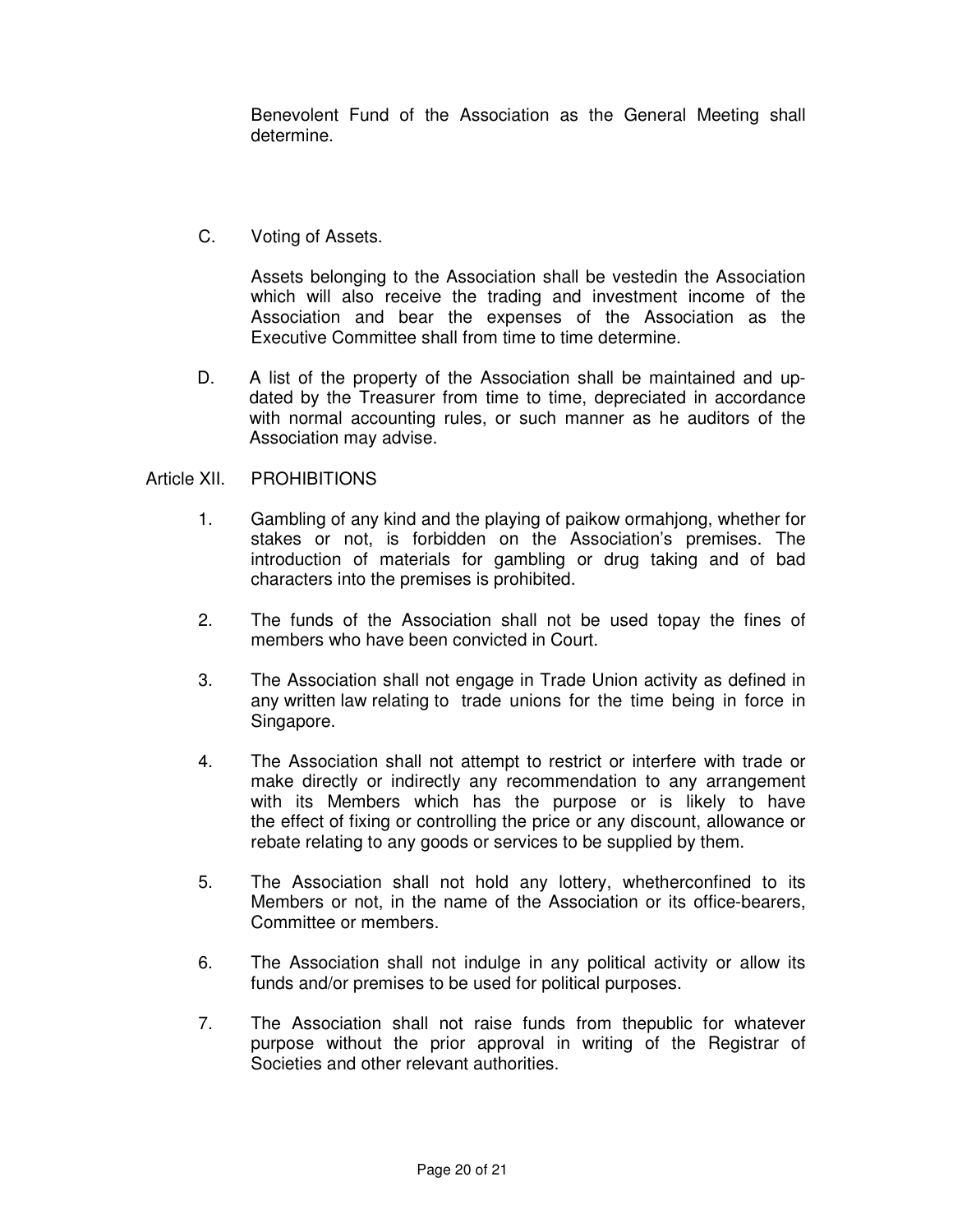Benevolent Fund of the Association as the General Meeting shall determine.

C. Voting of Assets.

Assets belonging to the Association shall be vestedin the Association which will also receive the trading and investment income of the Association and bear the expenses of the Association as the Executive Committee shall from time to time determine.

D. A list of the property of the Association shall be maintained and up-dated by the Treasurer from time to time, depreciated in accordance with normal accounting rules, or such manner as he auditors of the Association may advise.

Article XII. PROHIBITIONS

1. Gambling of any kind and the playing of paikow ormahjong, whether for stakes or not, is forbidden on the Association's premises. The introduction of materials for gambling or drug taking and of bad characters into the premises is prohibited.

2. The funds of the Association shall not be used topay the fines of members who have been convicted in Court.

3. The Association shall not engage in Trade Union activity as defined in any written law relating to trade unions for the time being in force in Singapore.

4. The Association shall not attempt to restrict or interfere with trade or make directly or indirectly any recommendation to any arrangement with its Members which has the purpose or is likely to have the effect of fixing or controlling the price or any discount, allowance or rebate relating to any goods or services to be supplied by them.

5. The Association shall not hold any lottery, whetherconfined to its Members or not, in the name of the Association or its office-bearers, Committee or members.

6. The Association shall not indulge in any political activity or allow its funds and/or premises to be used for political purposes.

7. The Association shall not raise funds from thepublic for whatever purpose without the prior approval in writing of the Registrar of Societies and other relevant authorities.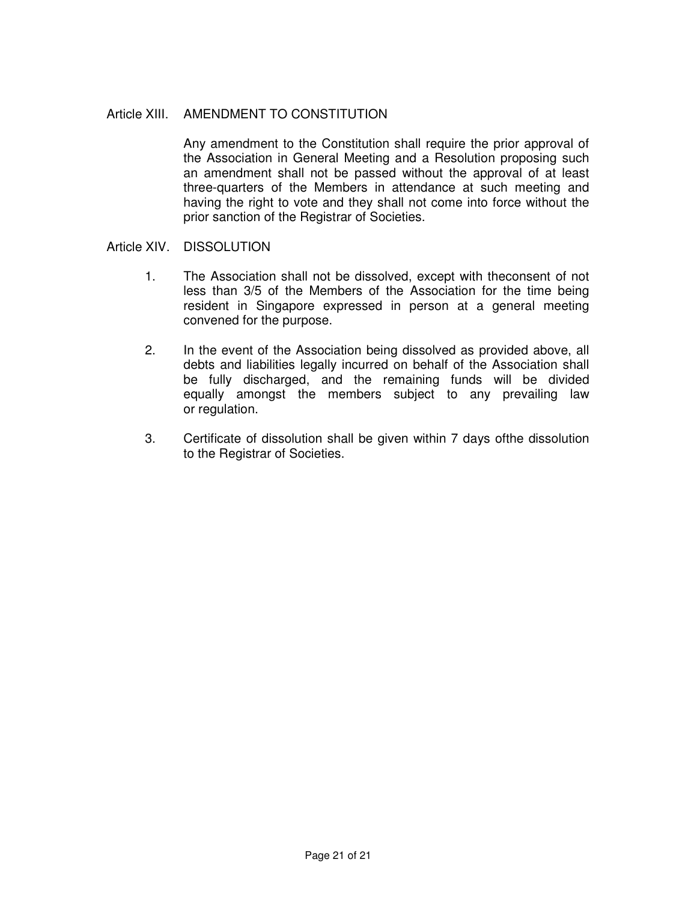## Article XIII. AMENDMENT TO CONSTITUTION

Any amendment to the Constitution shall require the prior approval of the Association in General Meeting and a Resolution proposing such an amendment shall not be passed without the approval of at least three-quarters of the Members in attendance at such meeting and having the right to vote and they shall not come into force without the prior sanction of the Registrar of Societies.

## Article XIV. DISSOLUTION

1. The Association shall not be dissolved, except with theconsent of not less than 3/5 of the Members of the Association for the time being resident in Singapore expressed in person at a general meeting convened for the purpose.

2. In the event of the Association being dissolved as provided above, all debts and liabilities legally incurred on behalf of the Association shall be fully discharged, and the remaining funds will be divided equally amongst the members subject to any prevailing law or regulation.

3. Certificate of dissolution shall be given within 7 days ofthe dissolution to the Registrar of Societies.